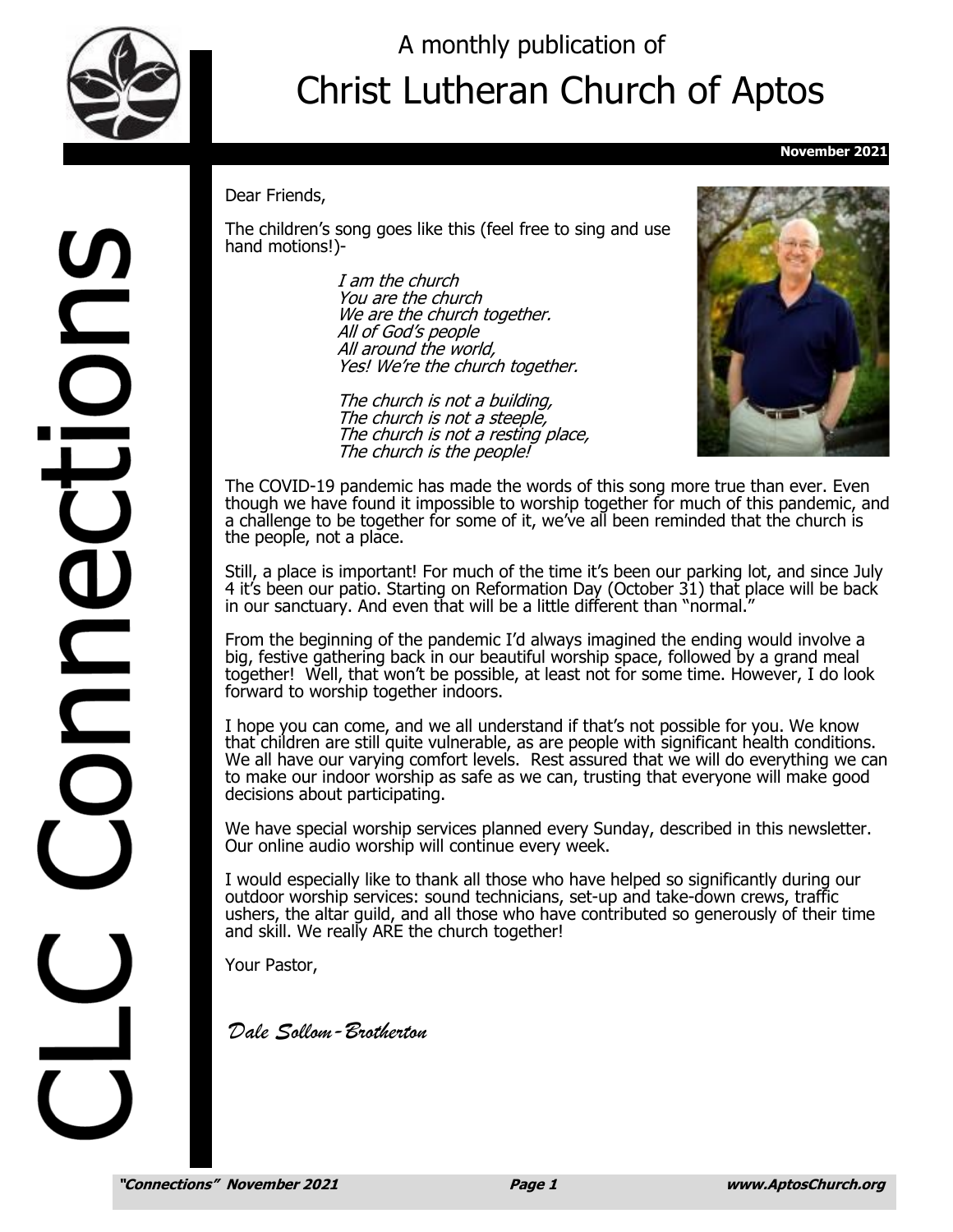CLC Connections

A monthly publication of

# Christ Lutheran Church of Aptos

**November 2021**

Dear Friends,

The children's song goes like this (feel free to sing and use hand motions!)-

*I am the church*
*You are the church*
*We are the church together.*
*All of God's people*
*All around the world,*
*Yes! We're the church together.*

*The church is not a building,*
*The church is not a steeple,*
*The church is not a resting place,*
*The church is the people!*

The COVID-19 pandemic has made the words of this song more true than ever. Even though we have found it impossible to worship together for much of this pandemic, and a challenge to be together for some of it, we've all been reminded that the church is the people, not a place.

Still, a place is important! For much of the time it's been our parking lot, and since July 4 it's been our patio. Starting on Reformation Day (October 31) that place will be back in our sanctuary. And even that will be a little different than "normal."

From the beginning of the pandemic I'd always imagined the ending would involve a big, festive gathering back in our beautiful worship space, followed by a grand meal together! Well, that won't be possible, at least not for some time. However, I do look forward to worship together indoors.

I hope you can come, and we all understand if that's not possible for you. We know that children are still quite vulnerable, as are people with significant health conditions. We all have our varying comfort levels. Rest assured that we will do everything we can to make our indoor worship as safe as we can, trusting that everyone will make good decisions about participating.

We have special worship services planned every Sunday, described in this newsletter. Our online audio worship will continue every week.

I would especially like to thank all those who have helped so significantly during our outdoor worship services: sound technicians, set-up and take-down crews, traffic ushers, the altar guild, and all those who have contributed so generously of their time and skill. We really ARE the church together!

Your Pastor,

*Dale Sollom-Brotherton*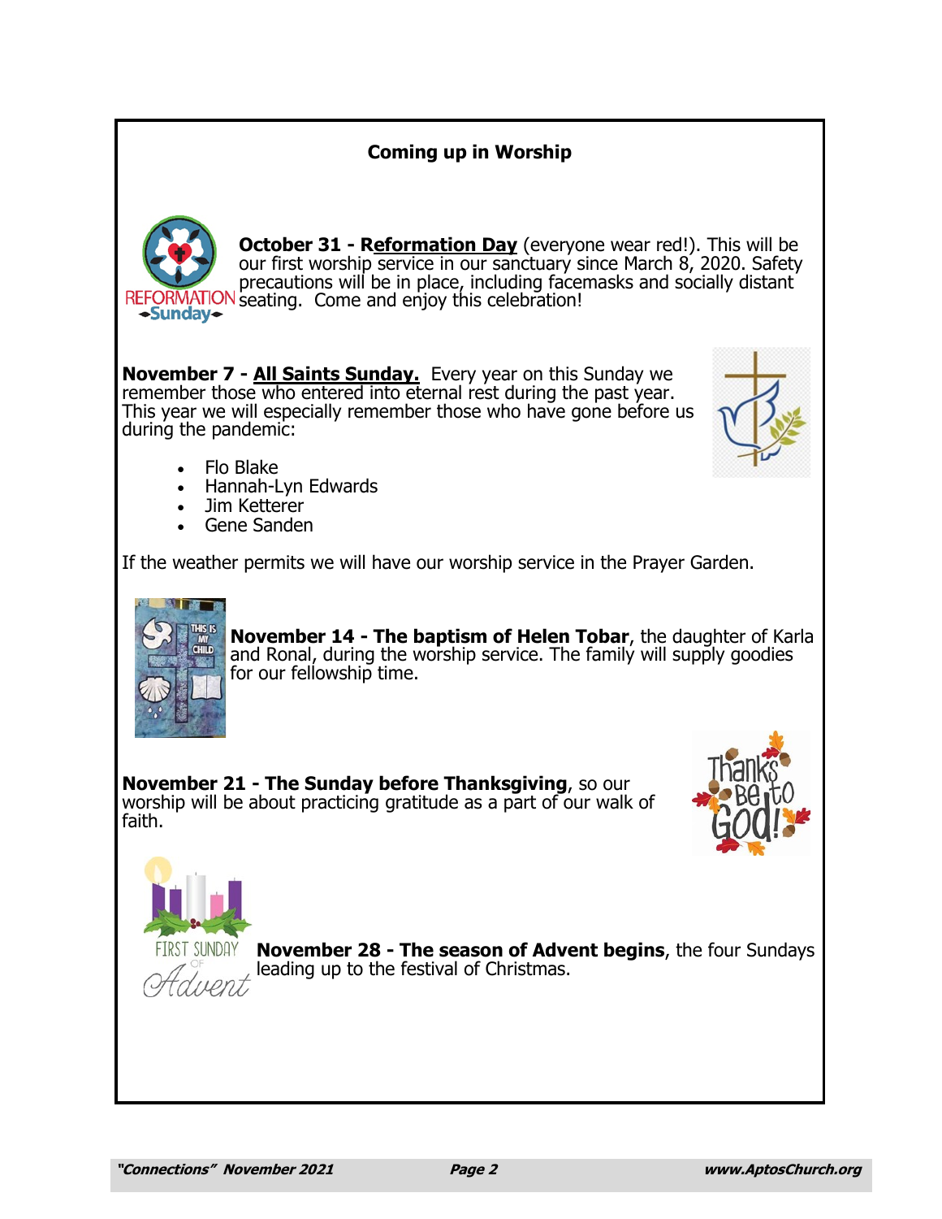## Coming up in Worship

**October 31 - Reformation Day** (everyone wear red!). This will be our first worship service in our sanctuary since March 8, 2020. Safety precautions will be in place, including facemasks and socially distant seating. Come and enjoy this celebration!

**November 7 - All Saints Sunday.** Every year on this Sunday we remember those who entered into eternal rest during the past year. This year we will especially remember those who have gone before us during the pandemic:

- Flo Blake
- Hannah-Lyn Edwards
- Jim Ketterer
- Gene Sanden

If the weather permits we will have our worship service in the Prayer Garden.

**November 14 - The baptism of Helen Tobar**, the daughter of Karla and Ronal, during the worship service. The family will supply goodies for our fellowship time.

**November 21 - The Sunday before Thanksgiving**, so our worship will be about practicing gratitude as a part of our walk of faith.

**November 28 - The season of Advent begins**, the four Sundays leading up to the festival of Christmas.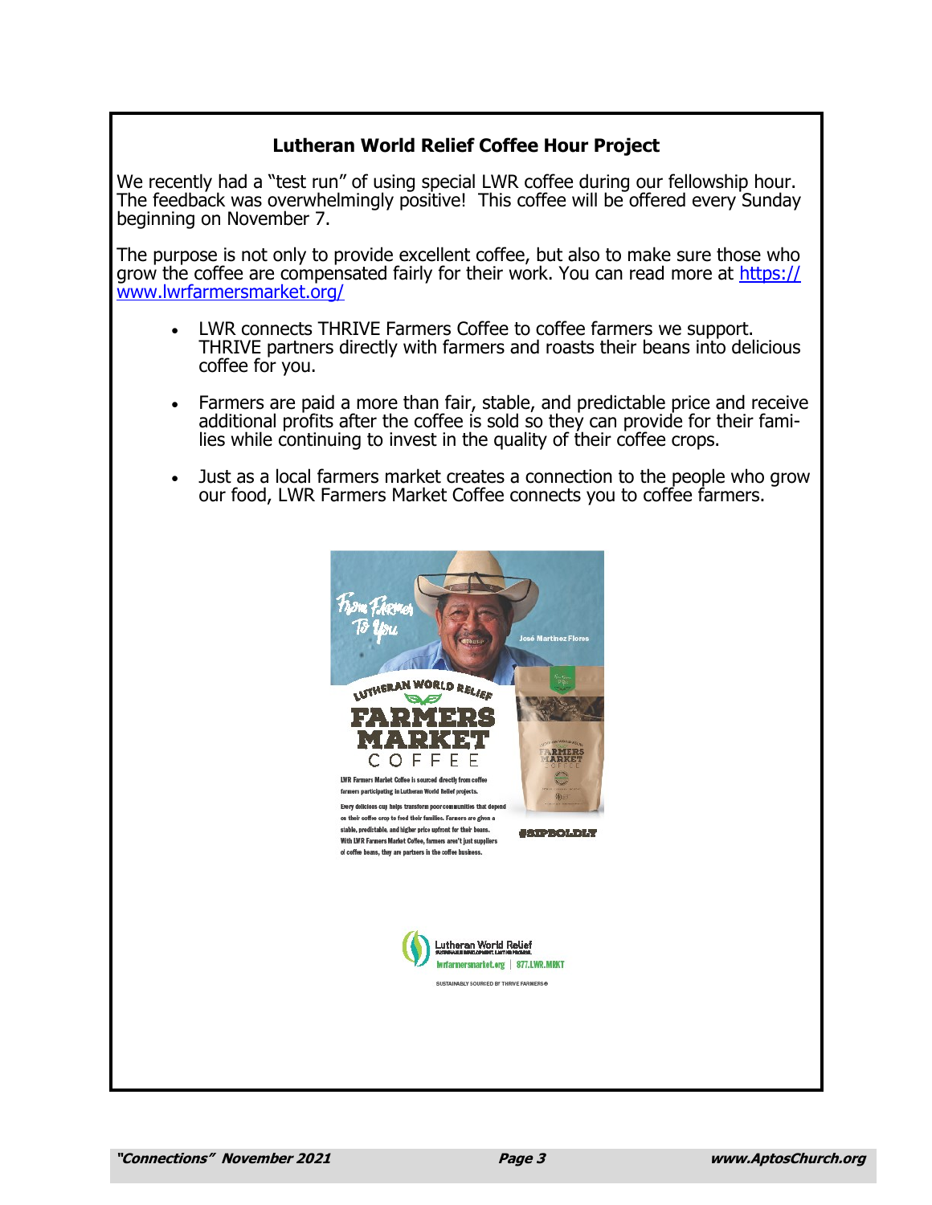## Lutheran World Relief Coffee Hour Project

We recently had a "test run" of using special LWR coffee during our fellowship hour. The feedback was overwhelmingly positive! This coffee will be offered every Sunday beginning on November 7.

The purpose is not only to provide excellent coffee, but also to make sure those who grow the coffee are compensated fairly for their work. You can read more at [https://www.lwrfarmersmarket.org/](https://www.lwrfarmersmarket.org/)

- LWR connects THRIVE Farmers Coffee to coffee farmers we support. THRIVE partners directly with farmers and roasts their beans into delicious coffee for you.
- Farmers are paid a more than fair, stable, and predictable price and receive additional profits after the coffee is sold so they can provide for their families while continuing to invest in the quality of their coffee crops.
- Just as a local farmers market creates a connection to the people who grow our food, LWR Farmers Market Coffee connects you to coffee farmers.

From Farmer To You

José Martinez Flores

LUTHERAN WORLD RELIEF
FARMERS MARKET
COFFEE

LWR Farmers Market Coffee is sourced directly from coffee farmers participating in Lutheran World Relief projects.

Every delicious cup helps transform poor communities that depend on their coffee crop to feed their families. Farmers are given a stable, predictable, and higher price upfront for their beans. With LWR Farmers Market Coffee, farmers aren't just suppliers of coffee beans, they are partners in the coffee business.

#SIPBOLDLY

Lutheran World Relief
lwrfarmersmarket.org | 877.LWR.MRKT

SUSTAINABLY SOURCED BY THRIVE FARMERS®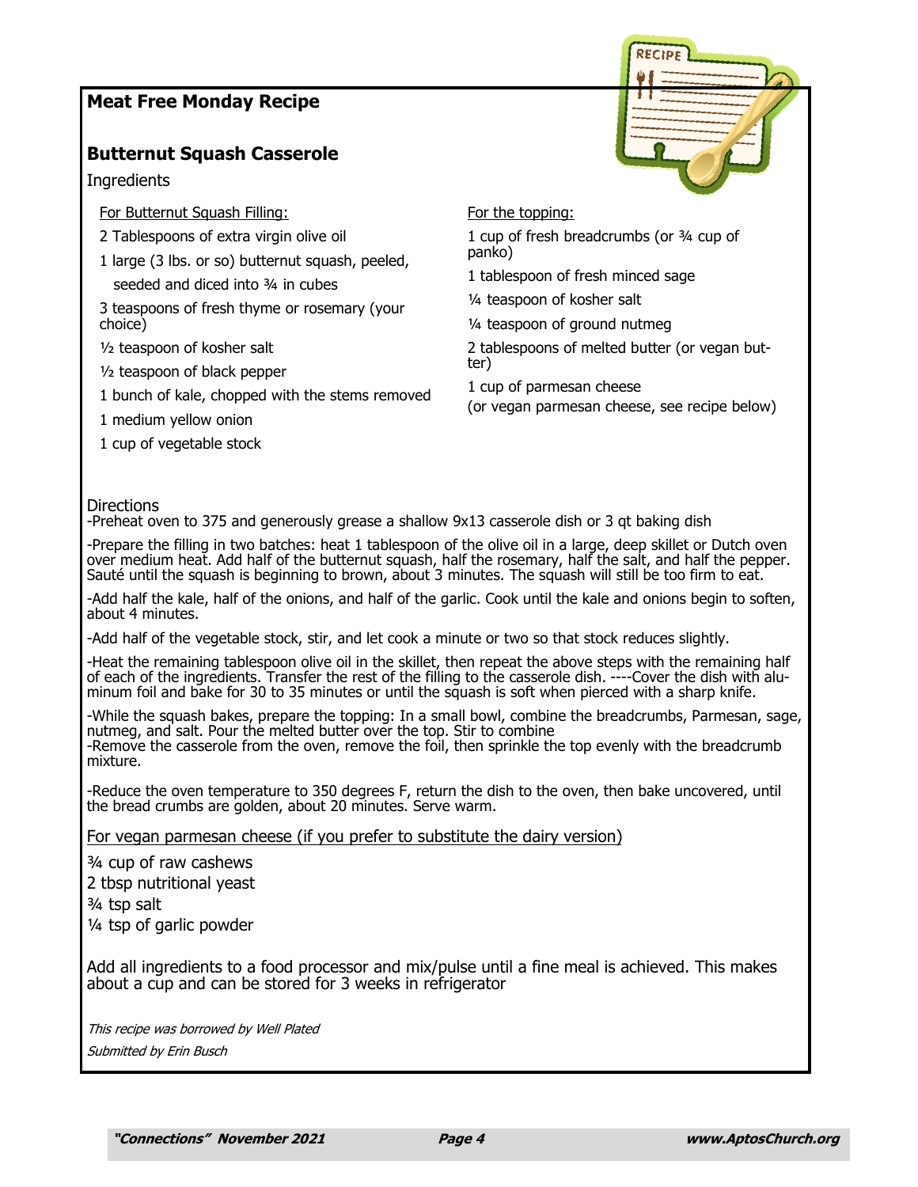## Meat Free Monday Recipe

## Butternut Squash Casserole

Ingredients

For Butternut Squash Filling:

2 Tablespoons of extra virgin olive oil

1 large (3 lbs. or so) butternut squash, peeled, seeded and diced into ¾ in cubes

3 teaspoons of fresh thyme or rosemary (your choice)

½ teaspoon of kosher salt

½ teaspoon of black pepper

1 bunch of kale, chopped with the stems removed

1 medium yellow onion

1 cup of vegetable stock

For the topping:

1 cup of fresh breadcrumbs (or ¾ cup of panko)

1 tablespoon of fresh minced sage

¼ teaspoon of kosher salt

¼ teaspoon of ground nutmeg

2 tablespoons of melted butter (or vegan butter)

1 cup of parmesan cheese
(or vegan parmesan cheese, see recipe below)

Directions

-Preheat oven to 375 and generously grease a shallow 9x13 casserole dish or 3 qt baking dish

-Prepare the filling in two batches: heat 1 tablespoon of the olive oil in a large, deep skillet or Dutch oven over medium heat. Add half of the butternut squash, half the rosemary, half the salt, and half the pepper. Sauté until the squash is beginning to brown, about 3 minutes. The squash will still be too firm to eat.

-Add half the kale, half of the onions, and half of the garlic. Cook until the kale and onions begin to soften, about 4 minutes.

-Add half of the vegetable stock, stir, and let cook a minute or two so that stock reduces slightly.

-Heat the remaining tablespoon olive oil in the skillet, then repeat the above steps with the remaining half of each of the ingredients. Transfer the rest of the filling to the casserole dish. ----Cover the dish with aluminum foil and bake for 30 to 35 minutes or until the squash is soft when pierced with a sharp knife.

-While the squash bakes, prepare the topping: In a small bowl, combine the breadcrumbs, Parmesan, sage, nutmeg, and salt. Pour the melted butter over the top. Stir to combine
-Remove the casserole from the oven, remove the foil, then sprinkle the top evenly with the breadcrumb mixture.

-Reduce the oven temperature to 350 degrees F, return the dish to the oven, then bake uncovered, until the bread crumbs are golden, about 20 minutes. Serve warm.

For vegan parmesan cheese (if you prefer to substitute the dairy version)

¾ cup of raw cashews

2 tbsp nutritional yeast

¾ tsp salt

¼ tsp of garlic powder

Add all ingredients to a food processor and mix/pulse until a fine meal is achieved. This makes about a cup and can be stored for 3 weeks in refrigerator

*This recipe was borrowed by Well Plated*

*Submitted by Erin Busch*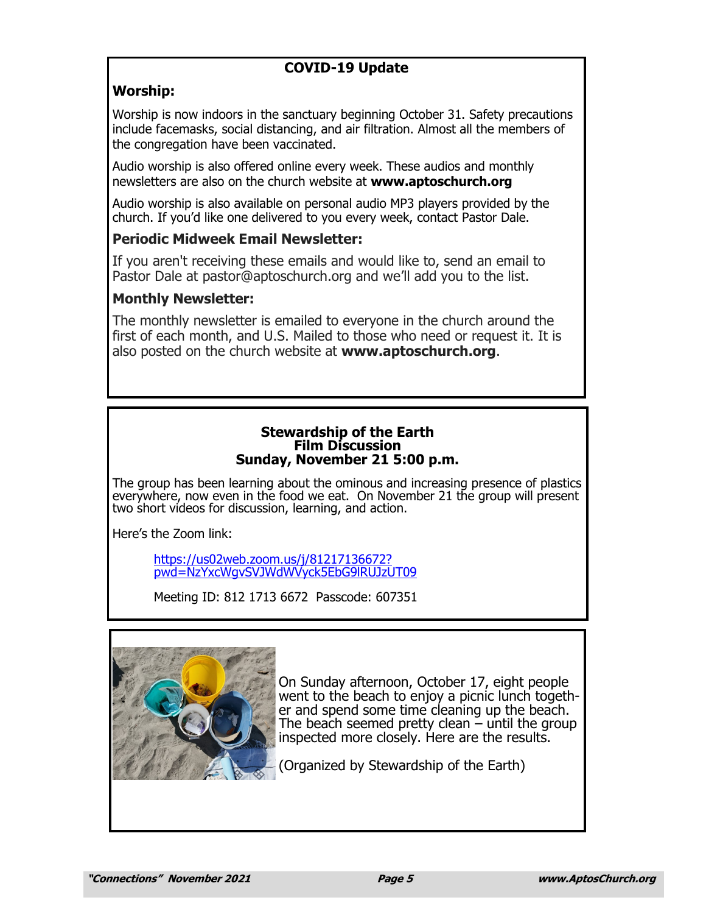## COVID-19 Update

### Worship:

Worship is now indoors in the sanctuary beginning October 31. Safety precautions include facemasks, social distancing, and air filtration. Almost all the members of the congregation have been vaccinated.

Audio worship is also offered online every week. These audios and monthly newsletters are also on the church website at **www.aptoschurch.org**

Audio worship is also available on personal audio MP3 players provided by the church. If you'd like one delivered to you every week, contact Pastor Dale.

### Periodic Midweek Email Newsletter:

If you aren't receiving these emails and would like to, send an email to Pastor Dale at pastor@aptoschurch.org and we'll add you to the list.

### Monthly Newsletter:

The monthly newsletter is emailed to everyone in the church around the first of each month, and U.S. Mailed to those who need or request it. It is also posted on the church website at **www.aptoschurch.org**.

## Stewardship of the Earth Film Discussion Sunday, November 21 5:00 p.m.

The group has been learning about the ominous and increasing presence of plastics everywhere, now even in the food we eat. On November 21 the group will present two short videos for discussion, learning, and action.

Here's the Zoom link:

https://us02web.zoom.us/j/81217136672?pwd=NzYxcWgvSVJWdWVyck5EbG9lRUJzUT09

Meeting ID: 812 1713 6672 Passcode: 607351

On Sunday afternoon, October 17, eight people went to the beach to enjoy a picnic lunch together and spend some time cleaning up the beach. The beach seemed pretty clean – until the group inspected more closely. Here are the results.

(Organized by Stewardship of the Earth)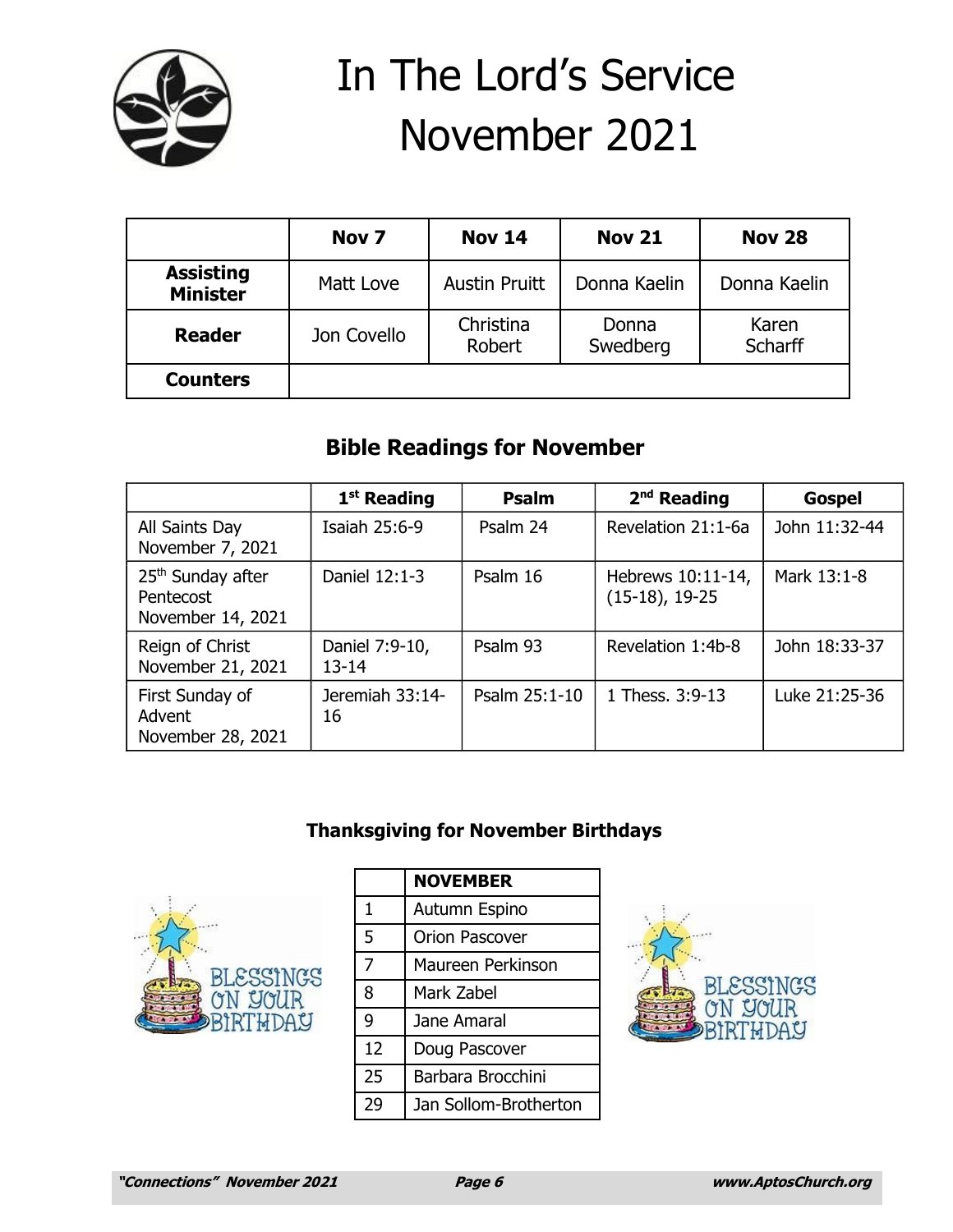# In The Lord's Service November 2021

| | Nov 7 | Nov 14 | Nov 21 | Nov 28 |
|---|---|---|---|---|
| **Assisting Minister** | Matt Love | Austin Pruitt | Donna Kaelin | Donna Kaelin |
| **Reader** | Jon Covello | Christina Robert | Donna Swedberg | Karen Scharff |
| **Counters** | | | | |

## Bible Readings for November

| | 1st Reading | Psalm | 2nd Reading | Gospel |
|---|---|---|---|---|
| All Saints Day November 7, 2021 | Isaiah 25:6-9 | Psalm 24 | Revelation 21:1-6a | John 11:32-44 |
| 25th Sunday after Pentecost November 14, 2021 | Daniel 12:1-3 | Psalm 16 | Hebrews 10:11-14, (15-18), 19-25 | Mark 13:1-8 |
| Reign of Christ November 21, 2021 | Daniel 7:9-10, 13-14 | Psalm 93 | Revelation 1:4b-8 | John 18:33-37 |
| First Sunday of Advent November 28, 2021 | Jeremiah 33:14-16 | Psalm 25:1-10 | 1 Thess. 3:9-13 | Luke 21:25-36 |

### Thanksgiving for November Birthdays

BLESSINGS ON YOUR BIRTHDAY

| | NOVEMBER |
|---|---|
| 1 | Autumn Espino |
| 5 | Orion Pascover |
| 7 | Maureen Perkinson |
| 8 | Mark Zabel |
| 9 | Jane Amaral |
| 12 | Doug Pascover |
| 25 | Barbara Brocchini |
| 29 | Jan Sollom-Brotherton |

BLESSINGS ON YOUR BIRTHDAY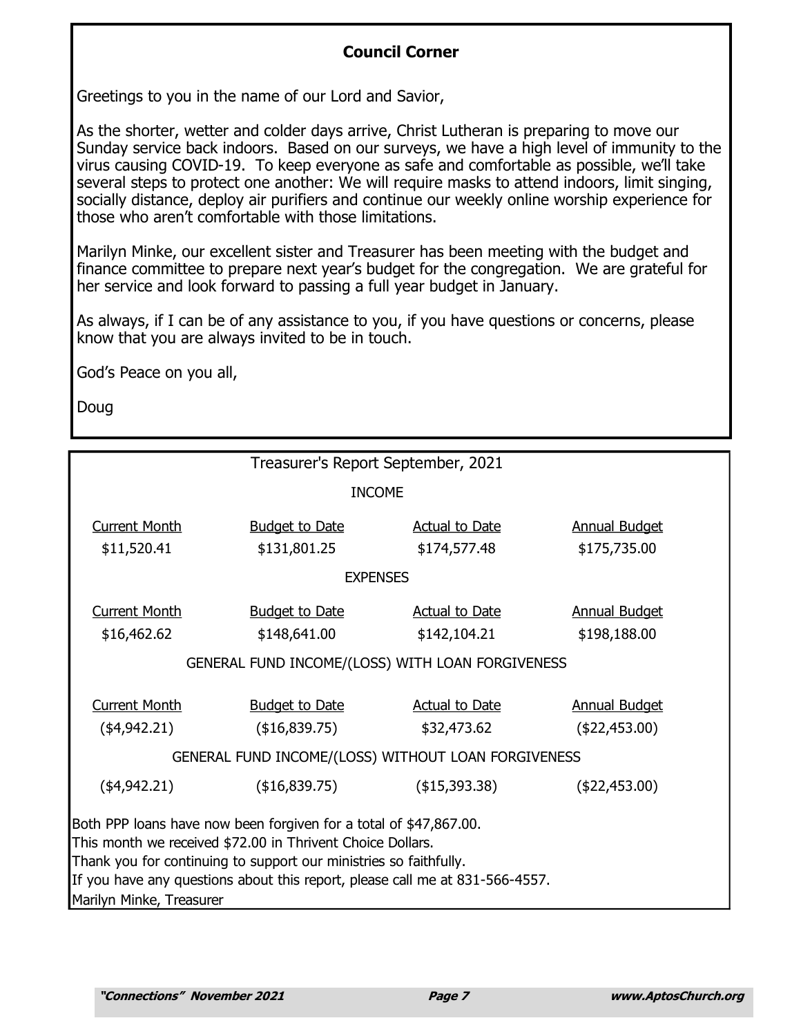## Council Corner

Greetings to you in the name of our Lord and Savior,

As the shorter, wetter and colder days arrive, Christ Lutheran is preparing to move our Sunday service back indoors. Based on our surveys, we have a high level of immunity to the virus causing COVID-19. To keep everyone as safe and comfortable as possible, we'll take several steps to protect one another: We will require masks to attend indoors, limit singing, socially distance, deploy air purifiers and continue our weekly online worship experience for those who aren't comfortable with those limitations.

Marilyn Minke, our excellent sister and Treasurer has been meeting with the budget and finance committee to prepare next year's budget for the congregation. We are grateful for her service and look forward to passing a full year budget in January.

As always, if I can be of any assistance to you, if you have questions or concerns, please know that you are always invited to be in touch.

God's Peace on you all,

Doug

## Treasurer's Report September, 2021

**INCOME**

| Current Month | Budget to Date | Actual to Date | Annual Budget |
|---|---|---|---|
| $11,520.41 | $131,801.25 | $174,577.48 | $175,735.00 |

**EXPENSES**

| Current Month | Budget to Date | Actual to Date | Annual Budget |
|---|---|---|---|
| $16,462.62 | $148,641.00 | $142,104.21 | $198,188.00 |

**GENERAL FUND INCOME/(LOSS) WITH LOAN FORGIVENESS**

| Current Month | Budget to Date | Actual to Date | Annual Budget |
|---|---|---|---|
| ($4,942.21) | ($16,839.75) | $32,473.62 | ($22,453.00) |

**GENERAL FUND INCOME/(LOSS) WITHOUT LOAN FORGIVENESS**

| Current Month | Budget to Date | Actual to Date | Annual Budget |
|---|---|---|---|
| ($4,942.21) | ($16,839.75) | ($15,393.38) | ($22,453.00) |

Both PPP loans have now been forgiven for a total of $47,867.00.
This month we received $72.00 in Thrivent Choice Dollars.
Thank you for continuing to support our ministries so faithfully.
If you have any questions about this report, please call me at 831-566-4557.
Marilyn Minke, Treasurer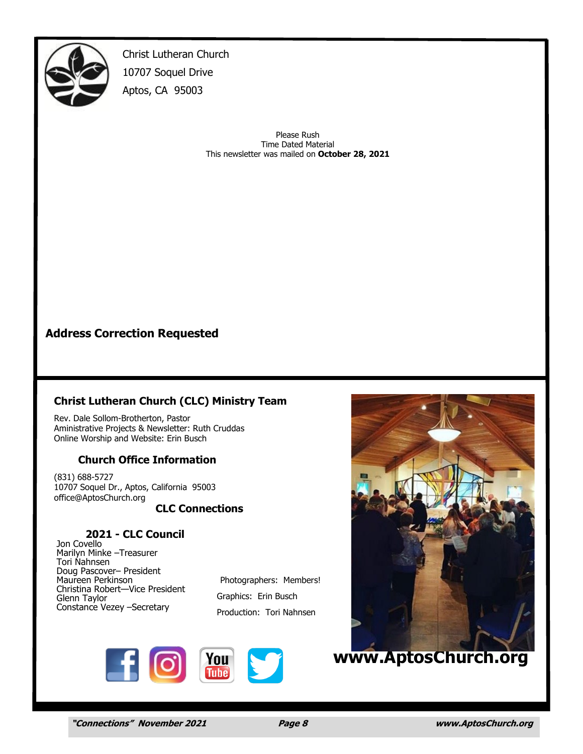Christ Lutheran Church
10707 Soquel Drive
Aptos, CA 95003

Please Rush
Time Dated Material
This newsletter was mailed on **October 28, 2021**

**Address Correction Requested**

## Christ Lutheran Church (CLC) Ministry Team

Rev. Dale Sollom-Brotherton, Pastor
Aministrative Projects & Newsletter: Ruth Cruddas
Online Worship and Website: Erin Busch

### Church Office Information

(831) 688-5727
10707 Soquel Dr., Aptos, California 95003
office@AptosChurch.org

### CLC Connections

### 2021 - CLC Council

Jon Covello
Marilyn Minke –Treasurer
Tori Nahnsen
Doug Pascover– President
Maureen Perkinson
Christina Robert—Vice President
Glenn Taylor
Constance Vezey –Secretary

Photographers: Members!
Graphics: Erin Busch
Production: Tori Nahnsen

**www.AptosChurch.org**